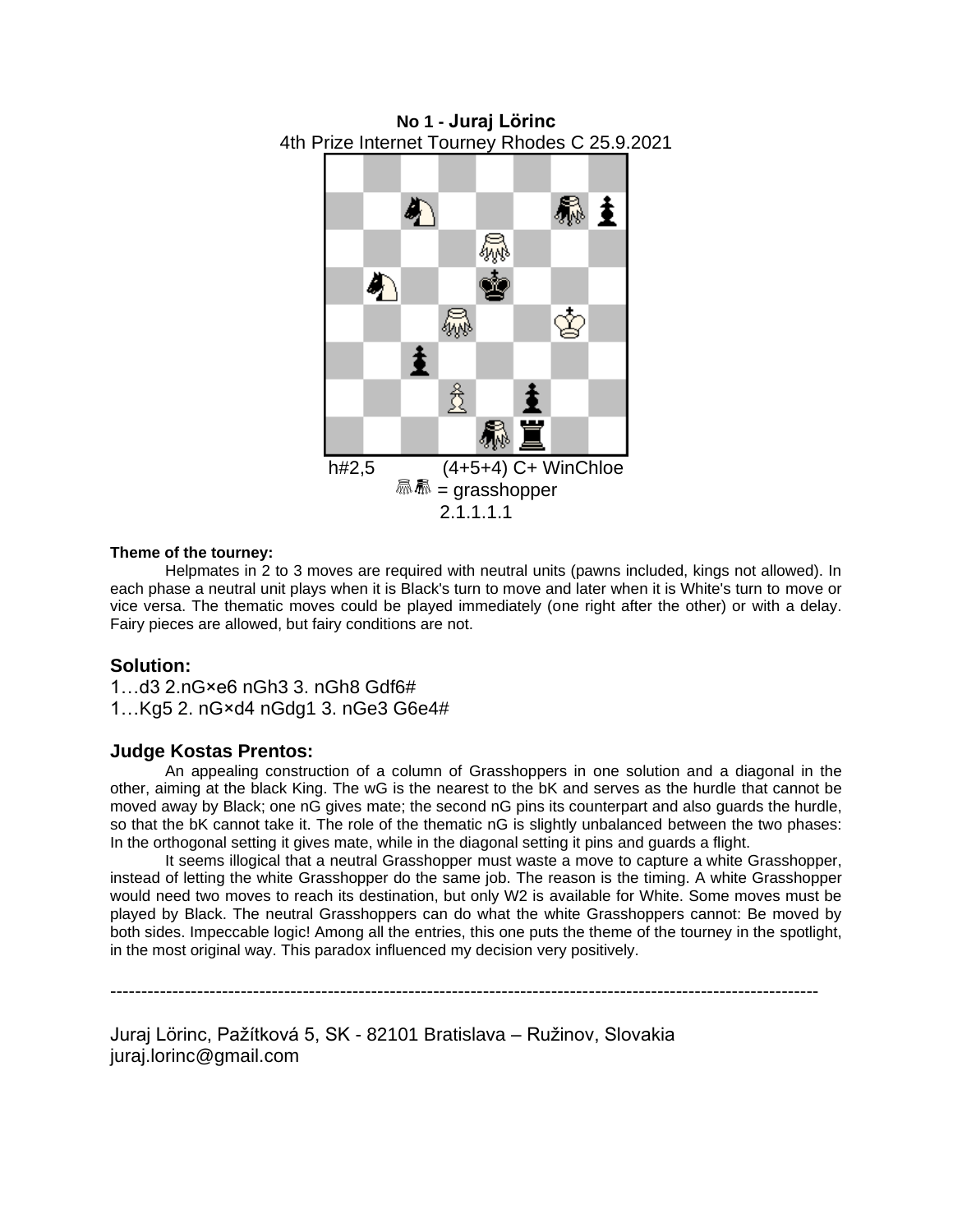**No 1 - Juraj Lörinc**
4th Prize Internet Tourney Rhodes C 25.9.2021

h#2,5 (4+5+4) C+ WinChloe
= grasshopper
2.1.1.1.1

**Theme of the tourney:**

Helpmates in 2 to 3 moves are required with neutral units (pawns included, kings not allowed). In each phase a neutral unit plays when it is Black's turn to move and later when it is White's turn to move or vice versa. The thematic moves could be played immediately (one right after the other) or with a delay. Fairy pieces are allowed, but fairy conditions are not.

## Solution:

1…d3 2.nG×e6 nGh3 3. nGh8 Gdf6#
1…Kg5 2. nG×d4 nGdg1 3. nGe3 G6e4#

## Judge Kostas Prentos:

An appealing construction of a column of Grasshoppers in one solution and a diagonal in the other, aiming at the black King. The wG is the nearest to the bK and serves as the hurdle that cannot be moved away by Black; one nG gives mate; the second nG pins its counterpart and also guards the hurdle, so that the bK cannot take it. The role of the thematic nG is slightly unbalanced between the two phases: In the orthogonal setting it gives mate, while in the diagonal setting it pins and guards a flight.

It seems illogical that a neutral Grasshopper must waste a move to capture a white Grasshopper, instead of letting the white Grasshopper do the same job. The reason is the timing. A white Grasshopper would need two moves to reach its destination, but only W2 is available for White. Some moves must be played by Black. The neutral Grasshoppers can do what the white Grasshoppers cannot: Be moved by both sides. Impeccable logic! Among all the entries, this one puts the theme of the tourney in the spotlight, in the most original way. This paradox influenced my decision very positively.

---

Juraj Lörinc, Pažítková 5, SK - 82101 Bratislava – Ružinov, Slovakia
juraj.lorinc@gmail.com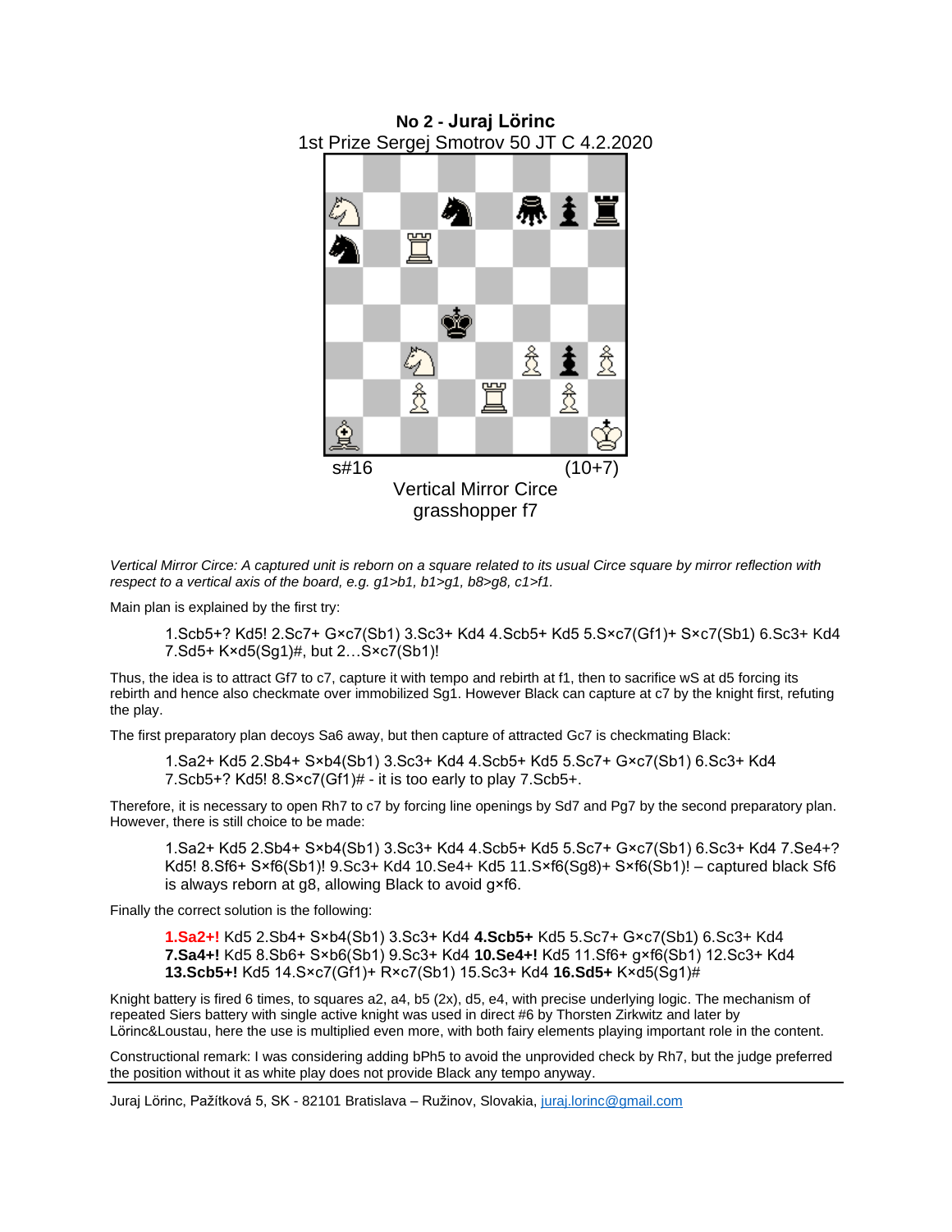**No 2 - Juraj Lörinc**
1st Prize Sergej Smotrov 50 JT C 4.2.2020

s#16 (10+7)

Vertical Mirror Circe
grasshopper f7

*Vertical Mirror Circe: A captured unit is reborn on a square related to its usual Circe square by mirror reflection with respect to a vertical axis of the board, e.g. g1>b1, b1>g1, b8>g8, c1>f1.*

Main plan is explained by the first try:

> 1.Scb5+? Kd5! 2.Sc7+ G×c7(Sb1) 3.Sc3+ Kd4 4.Scb5+ Kd5 5.S×c7(Gf1)+ S×c7(Sb1) 6.Sc3+ Kd4 7.Sd5+ K×d5(Sg1)#, but 2…S×c7(Sb1)!

Thus, the idea is to attract Gf7 to c7, capture it with tempo and rebirth at f1, then to sacrifice wS at d5 forcing its rebirth and hence also checkmate over immobilized Sg1. However Black can capture at c7 by the knight first, refuting the play.

The first preparatory plan decoys Sa6 away, but then capture of attracted Gc7 is checkmating Black:

> 1.Sa2+ Kd5 2.Sb4+ S×b4(Sb1) 3.Sc3+ Kd4 4.Scb5+ Kd5 5.Sc7+ G×c7(Sb1) 6.Sc3+ Kd4 7.Scb5+? Kd5! 8.S×c7(Gf1)# - it is too early to play 7.Scb5+.

Therefore, it is necessary to open Rh7 to c7 by forcing line openings by Sd7 and Pg7 by the second preparatory plan. However, there is still choice to be made:

> 1.Sa2+ Kd5 2.Sb4+ S×b4(Sb1) 3.Sc3+ Kd4 4.Scb5+ Kd5 5.Sc7+ G×c7(Sb1) 6.Sc3+ Kd4 7.Se4+? Kd5! 8.Sf6+ S×f6(Sb1)! 9.Sc3+ Kd4 10.Se4+ Kd5 11.S×f6(Sg8)+ S×f6(Sb1)! – captured black Sf6 is always reborn at g8, allowing Black to avoid g×f6.

Finally the correct solution is the following:

> **1.Sa2+!** Kd5 2.Sb4+ S×b4(Sb1) 3.Sc3+ Kd4 **4.Scb5+** Kd5 5.Sc7+ G×c7(Sb1) 6.Sc3+ Kd4 **7.Sa4+!** Kd5 8.Sb6+ S×b6(Sb1) 9.Sc3+ Kd4 **10.Se4+!** Kd5 11.Sf6+ g×f6(Sb1) 12.Sc3+ Kd4 **13.Scb5+!** Kd5 14.S×c7(Gf1)+ R×c7(Sb1) 15.Sc3+ Kd4 **16.Sd5+** K×d5(Sg1)#

Knight battery is fired 6 times, to squares a2, a4, b5 (2x), d5, e4, with precise underlying logic. The mechanism of repeated Siers battery with single active knight was used in direct #6 by Thorsten Zirkwitz and later by Lörinc&Loustau, here the use is multiplied even more, with both fairy elements playing important role in the content.

Constructional remark: I was considering adding bPh5 to avoid the unprovided check by Rh7, but the judge preferred the position without it as white play does not provide Black any tempo anyway.

Juraj Lörinc, Pažítková 5, SK - 82101 Bratislava – Ružinov, Slovakia, juraj.lorinc@gmail.com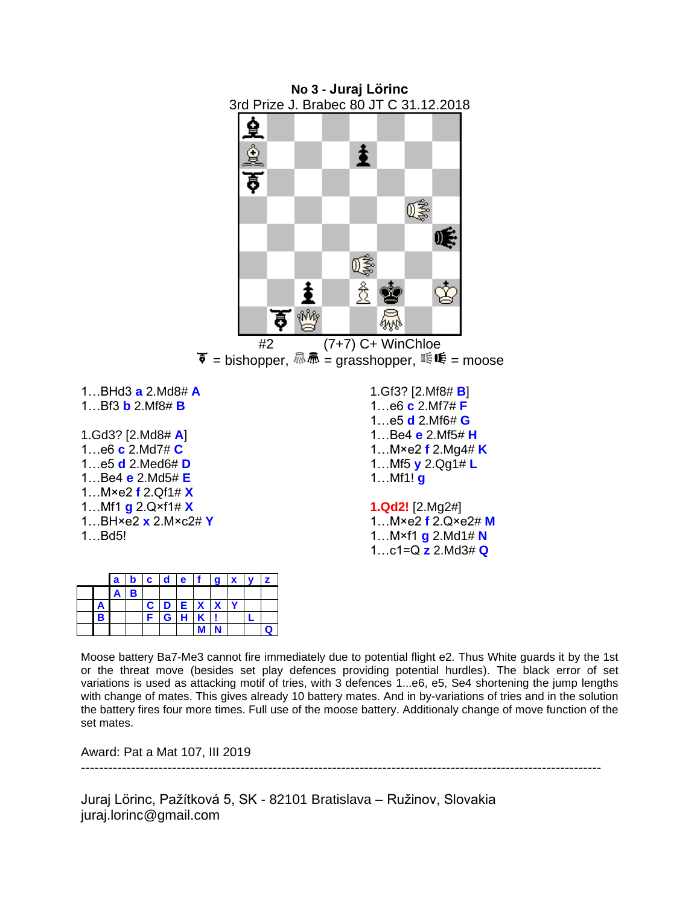**No 3 - Juraj Lörinc**
3rd Prize J. Brabec 80 JT C 31.12.2018

#2 (7+7) C+ WinChloe
= bishopper, = grasshopper, = moose

1…BHd3 **a** 2.Md8# **A**
1…Bf3 **b** 2.Mf8# **B**

1.Gd3? [2.Md8# **A**]
1…e6 **c** 2.Md7# **C**
1…e5 **d** 2.Med6# **D**
1…Be4 **e** 2.Md5# **E**
1…M×e2 **f** 2.Qf1# **X**
1…Mf1 **g** 2.Q×f1# **X**
1…BH×e2 **x** 2.M×c2# **Y**
1…Bd5!

1.Gf3? [2.Mf8# **B**]
1…e6 **c** 2.Mf7# **F**
1…e5 **d** 2.Mf6# **G**
1…Be4 **e** 2.Mf5# **H**
1…M×e2 **f** 2.Mg4# **K**
1…Mf5 **y** 2.Qg1# **L**
1…Mf1! **g**

**1.Qd2!** [2.Mg2#]
1…M×e2 **f** 2.Q×e2# **M**
1…M×f1 **g** 2.Md1# **N**
1…c1=Q **z** 2.Md3# **Q**

| | | a | b | c | d | e | f | g | x | y | z |
|---|---|---|---|---|---|---|---|---|---|---|---|
| | | A | B | | | | | | | | |
| | A | | | C | D | E | X | X | Y | | |
| | B | | | F | G | H | K | ! | | L | |
| | | | | | | | M | N | | | Q |

Moose battery Ba7-Me3 cannot fire immediately due to potential flight e2. Thus White guards it by the 1st or the threat move (besides set play defences providing potential hurdles). The black error of set variations is used as attacking motif of tries, with 3 defences 1...e6, e5, Se4 shortening the jump lengths with change of mates. This gives already 10 battery mates. And in by-variations of tries and in the solution the battery fires four more times. Full use of the moose battery. Additionaly change of move function of the set mates.

Award: Pat a Mat 107, III 2019

---

Juraj Lörinc, Pažítková 5, SK - 82101 Bratislava – Ružinov, Slovakia
juraj.lorinc@gmail.com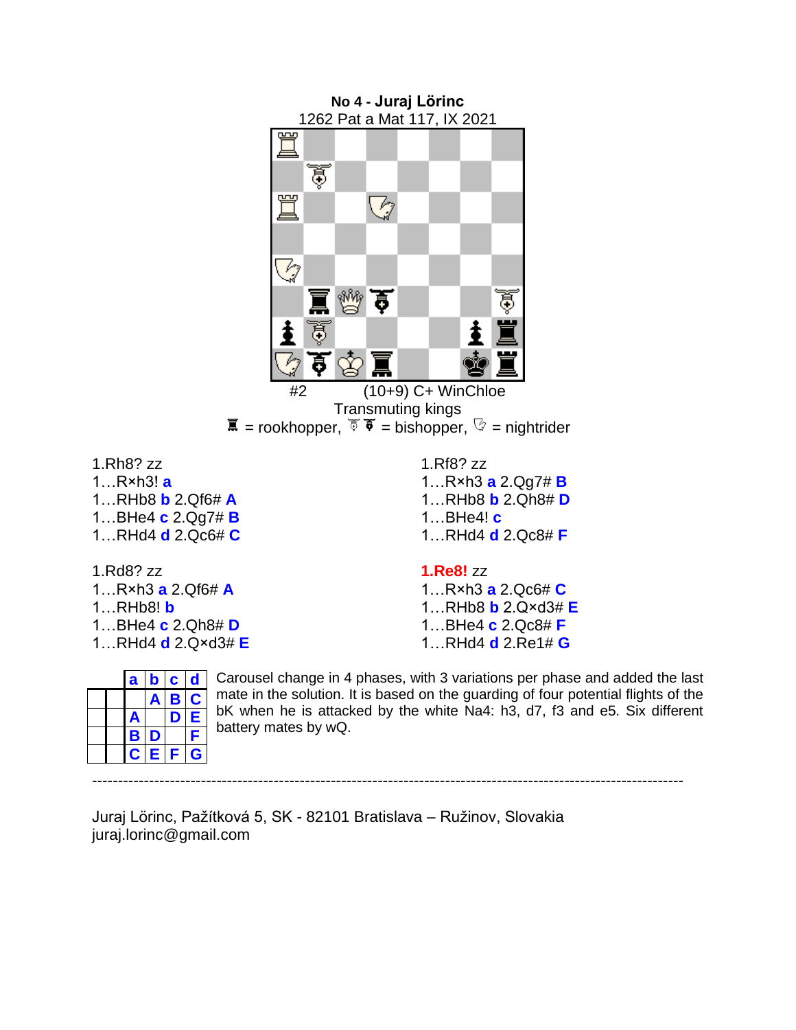**No 4 - Juraj Lörinc**
1262 Pat a Mat 117, IX 2021

#2 (10+9) C+ WinChloe
Transmuting kings
♜ = rookhopper, ♝ ♝ = bishopper, ♘ = nightrider

1.Rh8? zz
1…R×h3! **a**
1…RHb8 **b** 2.Qf6# **A**
1…BHe4 **c** 2.Qg7# **B**
1…RHd4 **d** 2.Qc6# **C**

1.Rf8? zz
1…R×h3 **a** 2.Qg7# **B**
1…RHb8 **b** 2.Qh8# **D**
1…BHe4! **c**
1…RHd4 **d** 2.Qc8# **F**

1.Rd8? zz
1…R×h3 **a** 2.Qf6# **A**
1…RHb8! **b**
1…BHe4 **c** 2.Qh8# **D**
1…RHd4 **d** 2.Q×d3# **E**

**1.Re8!** zz
1…R×h3 **a** 2.Qc6# **C**
1…RHb8 **b** 2.Q×d3# **E**
1…BHe4 **c** 2.Qc8# **F**
1…RHd4 **d** 2.Re1# **G**

| | | a | b | c | d |
|---|---|---|---|---|---|
| | | | A | B | C |
| | | A | | D | E |
| | | B | D | | F |
| | | C | E | F | G |

Carousel change in 4 phases, with 3 variations per phase and added the last mate in the solution. It is based on the guarding of four potential flights of the bK when he is attacked by the white Na4: h3, d7, f3 and e5. Six different battery mates by wQ.

---

Juraj Lörinc, Pažítková 5, SK - 82101 Bratislava – Ružinov, Slovakia
juraj.lorinc@gmail.com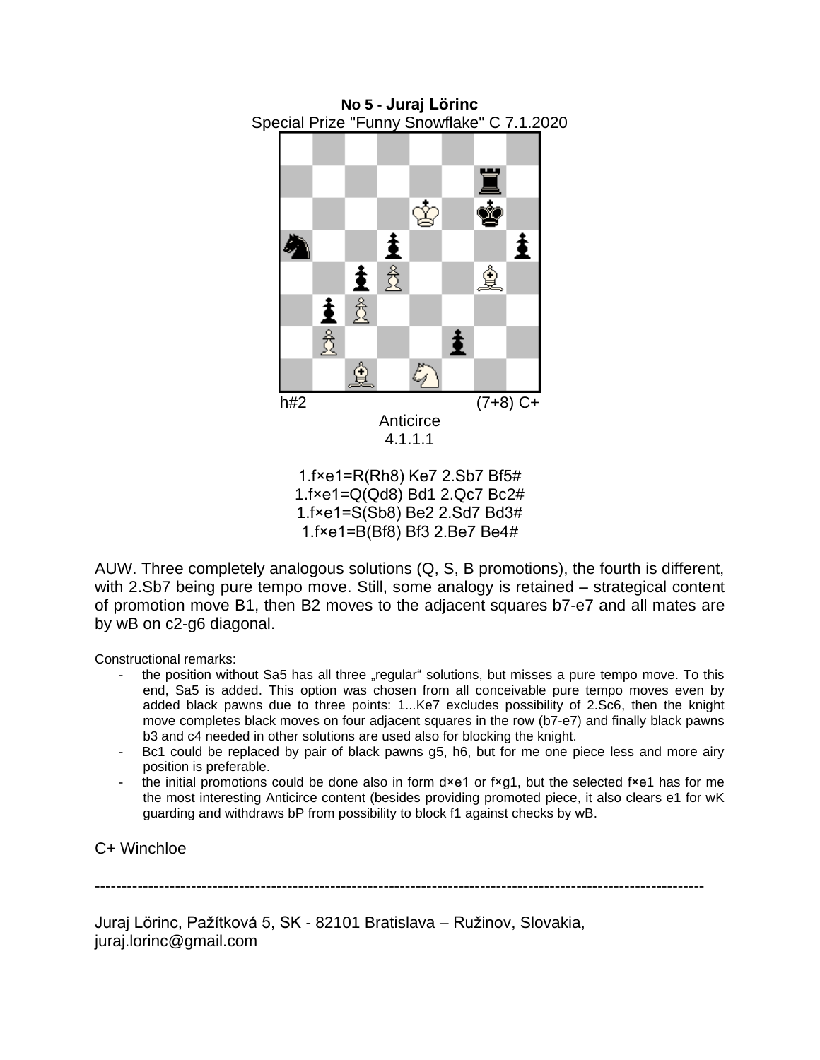**No 5 - Juraj Lörinc**
Special Prize "Funny Snowflake" C 7.1.2020

h#2 (7+8) C+

Anticirce

4.1.1.1

1.f×e1=R(Rh8) Ke7 2.Sb7 Bf5#
1.f×e1=Q(Qd8) Bd1 2.Qc7 Bc2#
1.f×e1=S(Sb8) Be2 2.Sd7 Bd3#
1.f×e1=B(Bf8) Bf3 2.Be7 Be4#

AUW. Three completely analogous solutions (Q, S, B promotions), the fourth is different, with 2.Sb7 being pure tempo move. Still, some analogy is retained – strategical content of promotion move B1, then B2 moves to the adjacent squares b7-e7 and all mates are by wB on c2-g6 diagonal.

Constructional remarks:

- the position without Sa5 has all three „regular" solutions, but misses a pure tempo move. To this end, Sa5 is added. This option was chosen from all conceivable pure tempo moves even by added black pawns due to three points: 1...Ke7 excludes possibility of 2.Sc6, then the knight move completes black moves on four adjacent squares in the row (b7-e7) and finally black pawns b3 and c4 needed in other solutions are used also for blocking the knight.
- Bc1 could be replaced by pair of black pawns g5, h6, but for me one piece less and more airy position is preferable.
- the initial promotions could be done also in form d×e1 or f×g1, but the selected f×e1 has for me the most interesting Anticirce content (besides providing promoted piece, it also clears e1 for wK guarding and withdraws bP from possibility to block f1 against checks by wB.

C+ Winchloe

---

Juraj Lörinc, Pažítková 5, SK - 82101 Bratislava – Ružinov, Slovakia,
juraj.lorinc@gmail.com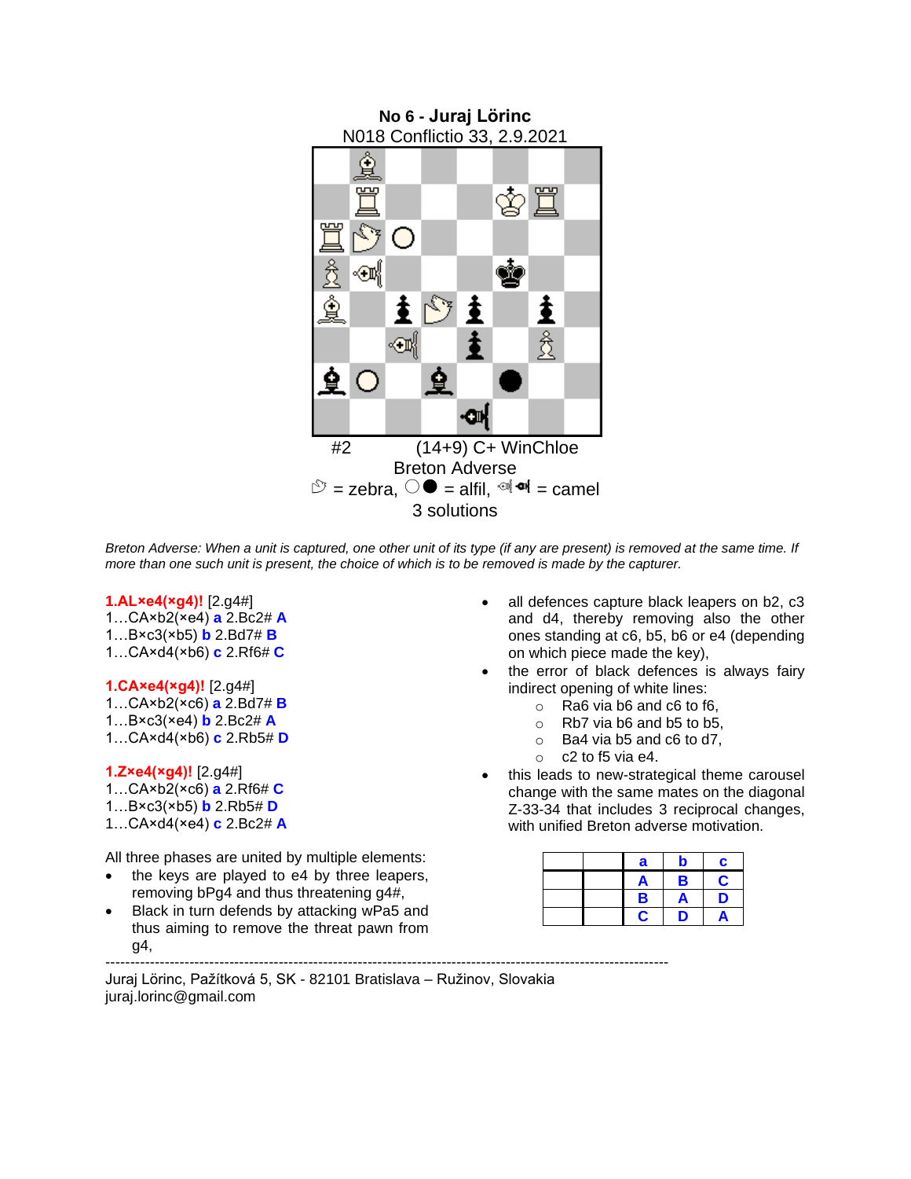**No 6 - Juraj Lörinc**
N018 Conflictio 33, 2.9.2021

#2 (14+9) C+ WinChloe
Breton Adverse
= zebra, ○● = alfil, = camel
3 solutions

*Breton Adverse: When a unit is captured, one other unit of its type (if any are present) is removed at the same time. If more than one such unit is present, the choice of which is to be removed is made by the capturer.*

**1.AL×e4(×g4)!** [2.g4#]
1…CA×b2(×e4) **a** 2.Bc2# **A**
1…B×c3(×b5) **b** 2.Bd7# **B**
1…CA×d4(×b6) **c** 2.Rf6# **C**

**1.CA×e4(×g4)!** [2.g4#]
1…CA×b2(×c6) **a** 2.Bd7# **B**
1…B×c3(×e4) **b** 2.Bc2# **A**
1…CA×d4(×b6) **c** 2.Rb5# **D**

**1.Z×e4(×g4)!** [2.g4#]
1…CA×b2(×c6) **a** 2.Rf6# **C**
1…B×c3(×b5) **b** 2.Rb5# **D**
1…CA×d4(×e4) **c** 2.Bc2# **A**

All three phases are united by multiple elements:

- the keys are played to e4 by three leapers, removing bPg4 and thus threatening g4#,
- Black in turn defends by attacking wPa5 and thus aiming to remove the threat pawn from g4,
- all defences capture black leapers on b2, c3 and d4, thereby removing also the other ones standing at c6, b5, b6 or e4 (depending on which piece made the key),
- the error of black defences is always fairy indirect opening of white lines:
  - Ra6 via b6 and c6 to f6,
  - Rb7 via b6 and b5 to b5,
  - Ba4 via b5 and c6 to d7,
  - c2 to f5 via e4.
- this leads to new-strategical theme carousel change with the same mates on the diagonal Z-33-34 that includes 3 reciprocal changes, with unified Breton adverse motivation.

| | | a | b | c |
|---|---|---|---|---|
| | | A | B | C |
| | | B | A | D |
| | | C | D | A |

---

Juraj Lörinc, Pažítková 5, SK - 82101 Bratislava – Ružinov, Slovakia
juraj.lorinc@gmail.com